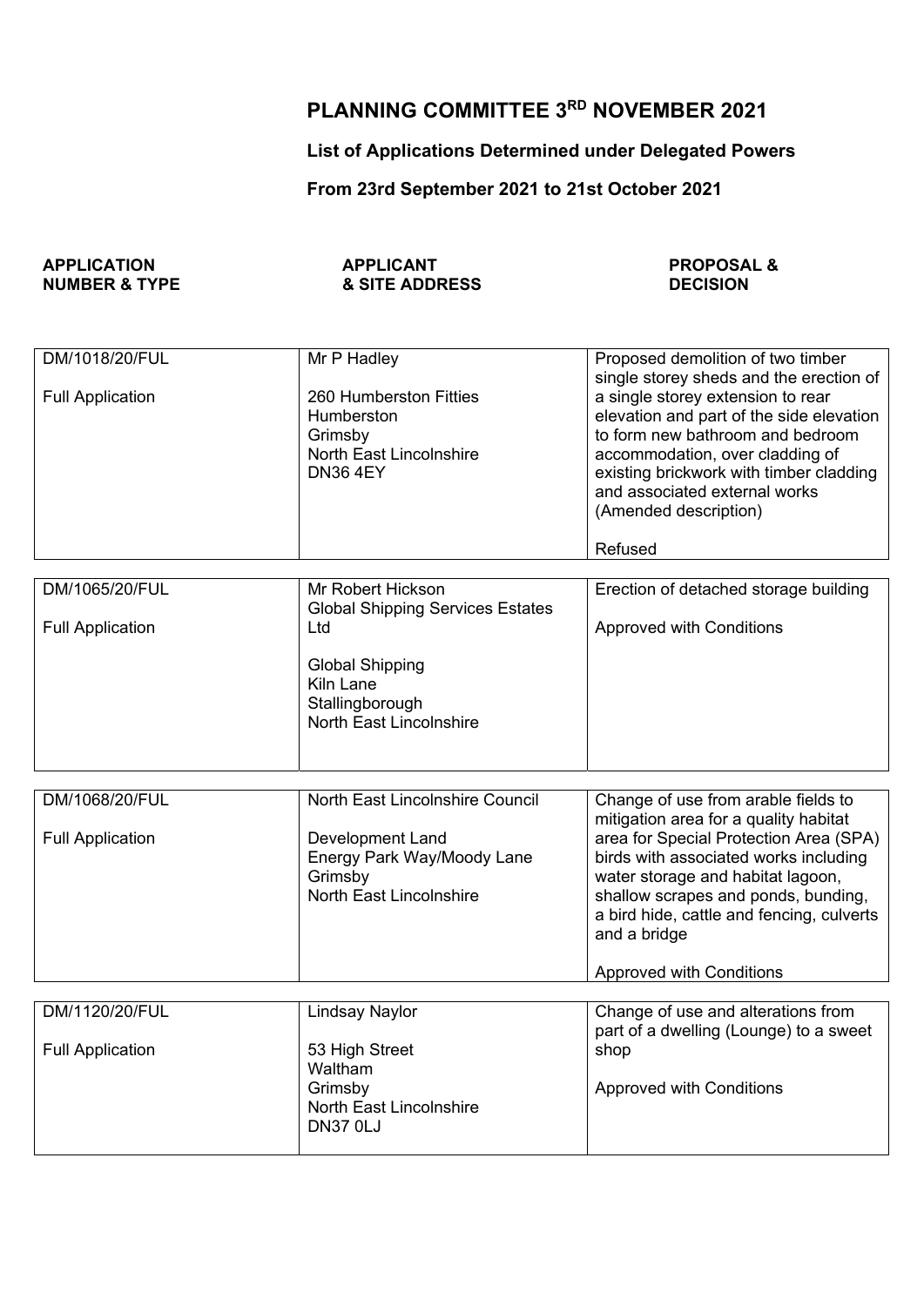# PLANNING COMMITTEE 3RD NOVEMBER 2021

## List of Applications Determined under Delegated Powers

## From 23rd September 2021 to 21st October 2021

| APPLICATION NUMBER & TYPE | APPLICANT & SITE ADDRESS | PROPOSAL & DECISION |
| --- | --- | --- |
| DM/1018/20/FUL<br><br>Full Application | Mr P Hadley<br><br>260 Humberston Fitties<br>Humberston<br>Grimsby<br>North East Lincolnshire<br>DN36 4EY | Proposed demolition of two timber single storey sheds and the erection of a single storey extension to rear elevation and part of the side elevation to form new bathroom and bedroom accommodation, over cladding of existing brickwork with timber cladding and associated external works (Amended description)<br><br>Refused |
| DM/1065/20/FUL<br><br>Full Application | Mr Robert Hickson<br>Global Shipping Services Estates Ltd<br><br>Global Shipping<br>Kiln Lane<br>Stallingborough<br>North East Lincolnshire | Erection of detached storage building<br><br>Approved with Conditions |
| DM/1068/20/FUL<br><br>Full Application | North East Lincolnshire Council<br><br>Development Land<br>Energy Park Way/Moody Lane<br>Grimsby<br>North East Lincolnshire | Change of use from arable fields to mitigation area for a quality habitat area for Special Protection Area (SPA) birds with associated works including water storage and habitat lagoon, shallow scrapes and ponds, bunding, a bird hide, cattle and fencing, culverts and a bridge<br><br>Approved with Conditions |
| DM/1120/20/FUL<br><br>Full Application | Lindsay Naylor<br><br>53 High Street<br>Waltham<br>Grimsby<br>North East Lincolnshire<br>DN37 0LJ | Change of use and alterations from part of a dwelling (Lounge) to a sweet shop<br><br>Approved with Conditions |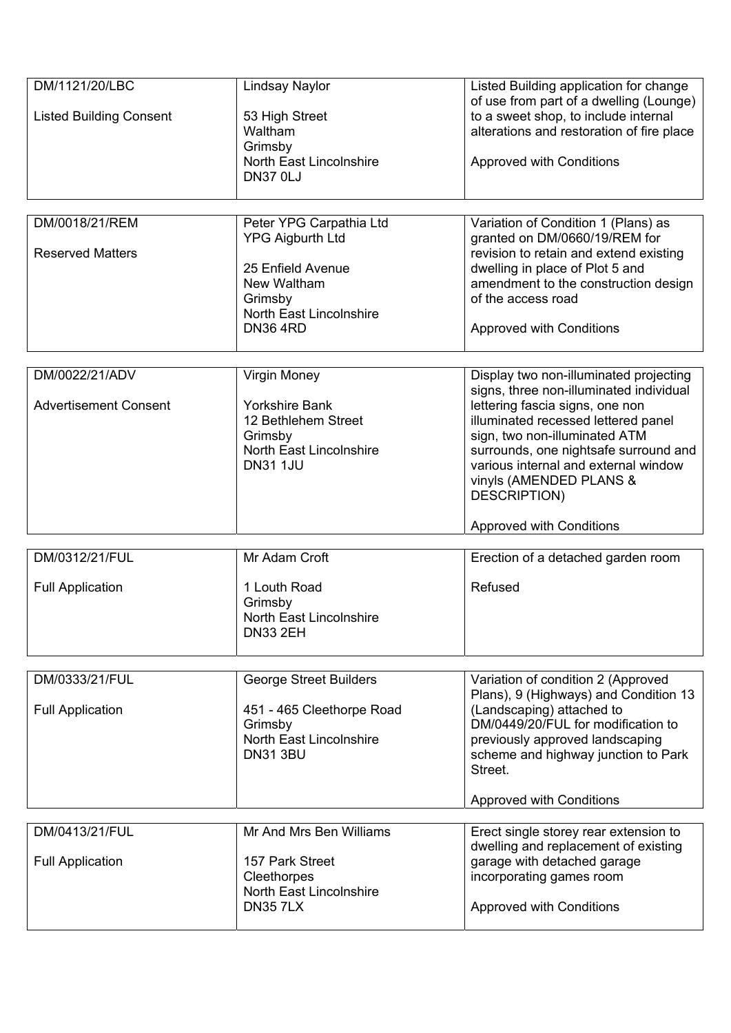| | | |
|---|---|---|
| DM/1121/20/LBC<br><br>Listed Building Consent | Lindsay Naylor<br><br>53 High Street<br>Waltham<br>Grimsby<br>North East Lincolnshire<br>DN37 0LJ | Listed Building application for change of use from part of a dwelling (Lounge) to a sweet shop, to include internal alterations and restoration of fire place<br><br>Approved with Conditions |
| DM/0018/21/REM<br><br>Reserved Matters | Peter YPG Carpathia Ltd<br>YPG Aigburth Ltd<br><br>25 Enfield Avenue<br>New Waltham<br>Grimsby<br>North East Lincolnshire<br>DN36 4RD | Variation of Condition 1 (Plans) as granted on DM/0660/19/REM for revision to retain and extend existing dwelling in place of Plot 5 and amendment to the construction design of the access road<br><br>Approved with Conditions |
| DM/0022/21/ADV<br><br>Advertisement Consent | Virgin Money<br><br>Yorkshire Bank<br>12 Bethlehem Street<br>Grimsby<br>North East Lincolnshire<br>DN31 1JU | Display two non-illuminated projecting signs, three non-illuminated individual lettering fascia signs, one non illuminated recessed lettered panel sign, two non-illuminated ATM surrounds, one nightsafe surround and various internal and external window vinyls (AMENDED PLANS & DESCRIPTION)<br><br>Approved with Conditions |
| DM/0312/21/FUL<br><br>Full Application | Mr Adam Croft<br><br>1 Louth Road<br>Grimsby<br>North East Lincolnshire<br>DN33 2EH | Erection of a detached garden room<br><br>Refused |
| DM/0333/21/FUL<br><br>Full Application | George Street Builders<br><br>451 - 465 Cleethorpe Road<br>Grimsby<br>North East Lincolnshire<br>DN31 3BU | Variation of condition 2 (Approved Plans), 9 (Highways) and Condition 13 (Landscaping) attached to DM/0449/20/FUL for modification to previously approved landscaping scheme and highway junction to Park Street.<br><br>Approved with Conditions |
| DM/0413/21/FUL<br><br>Full Application | Mr And Mrs Ben Williams<br><br>157 Park Street<br>Cleethorpes<br>North East Lincolnshire<br>DN35 7LX | Erect single storey rear extension to dwelling and replacement of existing garage with detached garage incorporating games room<br><br>Approved with Conditions |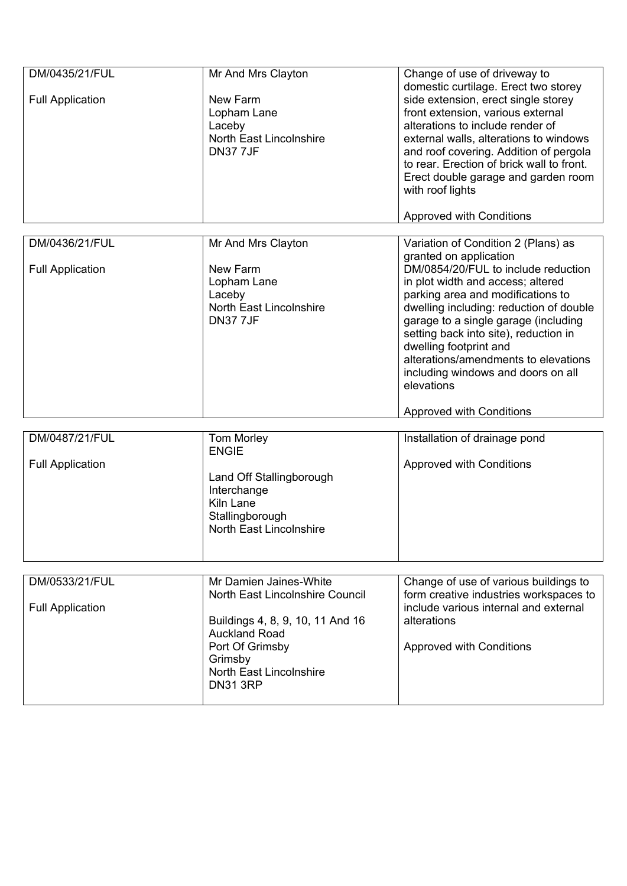| | | |
|---|---|---|
| DM/0435/21/FUL<br><br>Full Application | Mr And Mrs Clayton<br><br>New Farm<br>Lopham Lane<br>Laceby<br>North East Lincolnshire<br>DN37 7JF | Change of use of driveway to domestic curtilage. Erect two storey side extension, erect single storey front extension, various external alterations to include render of external walls, alterations to windows and roof covering. Addition of pergola to rear. Erection of brick wall to front. Erect double garage and garden room with roof lights<br><br>Approved with Conditions |

| | | |
|---|---|---|
| DM/0436/21/FUL<br><br>Full Application | Mr And Mrs Clayton<br><br>New Farm<br>Lopham Lane<br>Laceby<br>North East Lincolnshire<br>DN37 7JF | Variation of Condition 2 (Plans) as granted on application DM/0854/20/FUL to include reduction in plot width and access; altered parking area and modifications to dwelling including: reduction of double garage to a single garage (including setting back into site), reduction in dwelling footprint and alterations/amendments to elevations including windows and doors on all elevations<br><br>Approved with Conditions |

| | | |
|---|---|---|
| DM/0487/21/FUL<br><br>Full Application | Tom Morley<br>ENGIE<br><br>Land Off Stallingborough Interchange<br>Kiln Lane<br>Stallingborough<br>North East Lincolnshire | Installation of drainage pond<br><br>Approved with Conditions |

| | | |
|---|---|---|
| DM/0533/21/FUL<br><br>Full Application | Mr Damien Jaines-White<br>North East Lincolnshire Council<br><br>Buildings 4, 8, 9, 10, 11 And 16<br>Auckland Road<br>Port Of Grimsby<br>Grimsby<br>North East Lincolnshire<br>DN31 3RP | Change of use of various buildings to form creative industries workspaces to include various internal and external alterations<br><br>Approved with Conditions |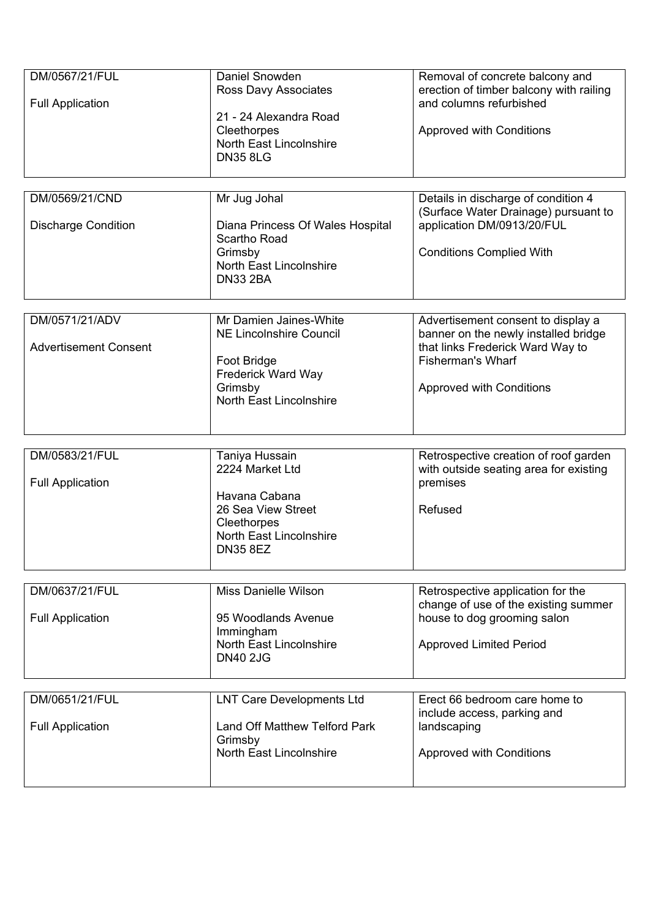| DM/0567/21/FUL<br><br>Full Application | Daniel Snowden<br>Ross Davy Associates<br><br>21 - 24 Alexandra Road<br>Cleethorpes<br>North East Lincolnshire<br>DN35 8LG | Removal of concrete balcony and erection of timber balcony with railing and columns refurbished<br><br>Approved with Conditions |
|---|---|---|

| DM/0569/21/CND<br><br>Discharge Condition | Mr Jug Johal<br><br>Diana Princess Of Wales Hospital<br>Scartho Road<br>Grimsby<br>North East Lincolnshire<br>DN33 2BA | Details in discharge of condition 4 (Surface Water Drainage) pursuant to application DM/0913/20/FUL<br><br>Conditions Complied With |
|---|---|---|

| DM/0571/21/ADV<br><br>Advertisement Consent | Mr Damien Jaines-White<br>NE Lincolnshire Council<br><br>Foot Bridge<br>Frederick Ward Way<br>Grimsby<br>North East Lincolnshire | Advertisement consent to display a banner on the newly installed bridge that links Frederick Ward Way to Fisherman's Wharf<br><br>Approved with Conditions |
|---|---|---|

| DM/0583/21/FUL<br><br>Full Application | Taniya Hussain<br>2224 Market Ltd<br><br>Havana Cabana<br>26 Sea View Street<br>Cleethorpes<br>North East Lincolnshire<br>DN35 8EZ | Retrospective creation of roof garden with outside seating area for existing premises<br><br>Refused |
|---|---|---|

| DM/0637/21/FUL<br><br>Full Application | Miss Danielle Wilson<br><br>95 Woodlands Avenue<br>Immingham<br>North East Lincolnshire<br>DN40 2JG | Retrospective application for the change of use of the existing summer house to dog grooming salon<br><br>Approved Limited Period |
|---|---|---|

| DM/0651/21/FUL<br><br>Full Application | LNT Care Developments Ltd<br><br>Land Off Matthew Telford Park<br>Grimsby<br>North East Lincolnshire | Erect 66 bedroom care home to include access, parking and landscaping<br><br>Approved with Conditions |
|---|---|---|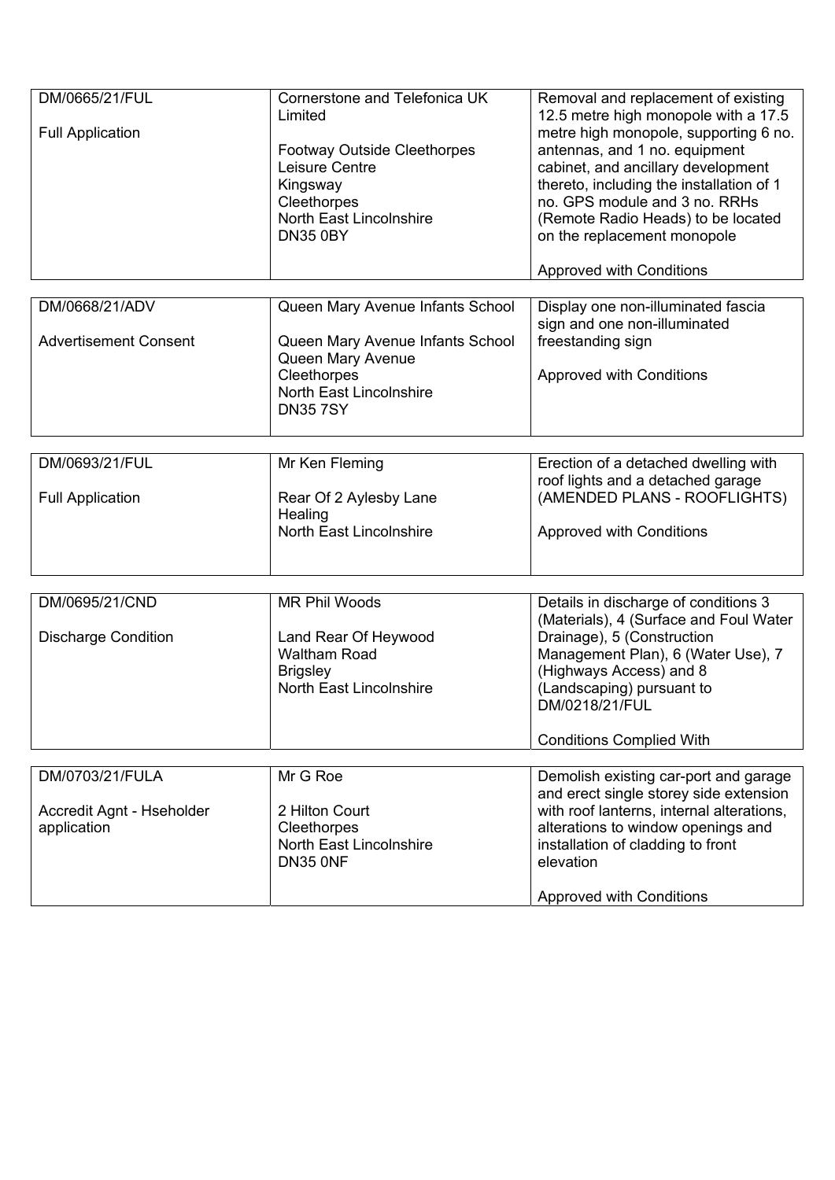| | | |
|---|---|---|
| DM/0665/21/FUL<br><br>Full Application | Cornerstone and Telefonica UK Limited<br><br>Footway Outside Cleethorpes Leisure Centre<br>Kingsway<br>Cleethorpes<br>North East Lincolnshire<br>DN35 0BY | Removal and replacement of existing 12.5 metre high monopole with a 17.5 metre high monopole, supporting 6 no. antennas, and 1 no. equipment cabinet, and ancillary development thereto, including the installation of 1 no. GPS module and 3 no. RRHs (Remote Radio Heads) to be located on the replacement monopole<br><br>Approved with Conditions |

| | | |
|---|---|---|
| DM/0668/21/ADV<br><br>Advertisement Consent | Queen Mary Avenue Infants School<br><br>Queen Mary Avenue Infants School<br>Queen Mary Avenue<br>Cleethorpes<br>North East Lincolnshire<br>DN35 7SY | Display one non-illuminated fascia sign and one non-illuminated freestanding sign<br><br>Approved with Conditions |

| | | |
|---|---|---|
| DM/0693/21/FUL<br><br>Full Application | Mr Ken Fleming<br><br>Rear Of 2 Aylesby Lane<br>Healing<br>North East Lincolnshire | Erection of a detached dwelling with roof lights and a detached garage (AMENDED PLANS - ROOFLIGHTS)<br><br>Approved with Conditions |

| | | |
|---|---|---|
| DM/0695/21/CND<br><br>Discharge Condition | MR Phil Woods<br><br>Land Rear Of Heywood<br>Waltham Road<br>Brigsley<br>North East Lincolnshire | Details in discharge of conditions 3 (Materials), 4 (Surface and Foul Water Drainage), 5 (Construction Management Plan), 6 (Water Use), 7 (Highways Access) and 8 (Landscaping) pursuant to DM/0218/21/FUL<br><br>Conditions Complied With |

| | | |
|---|---|---|
| DM/0703/21/FULA<br><br>Accredit Agnt - Hseholder application | Mr G Roe<br><br>2 Hilton Court<br>Cleethorpes<br>North East Lincolnshire<br>DN35 0NF | Demolish existing car-port and garage and erect single storey side extension with roof lanterns, internal alterations, alterations to window openings and installation of cladding to front elevation<br><br>Approved with Conditions |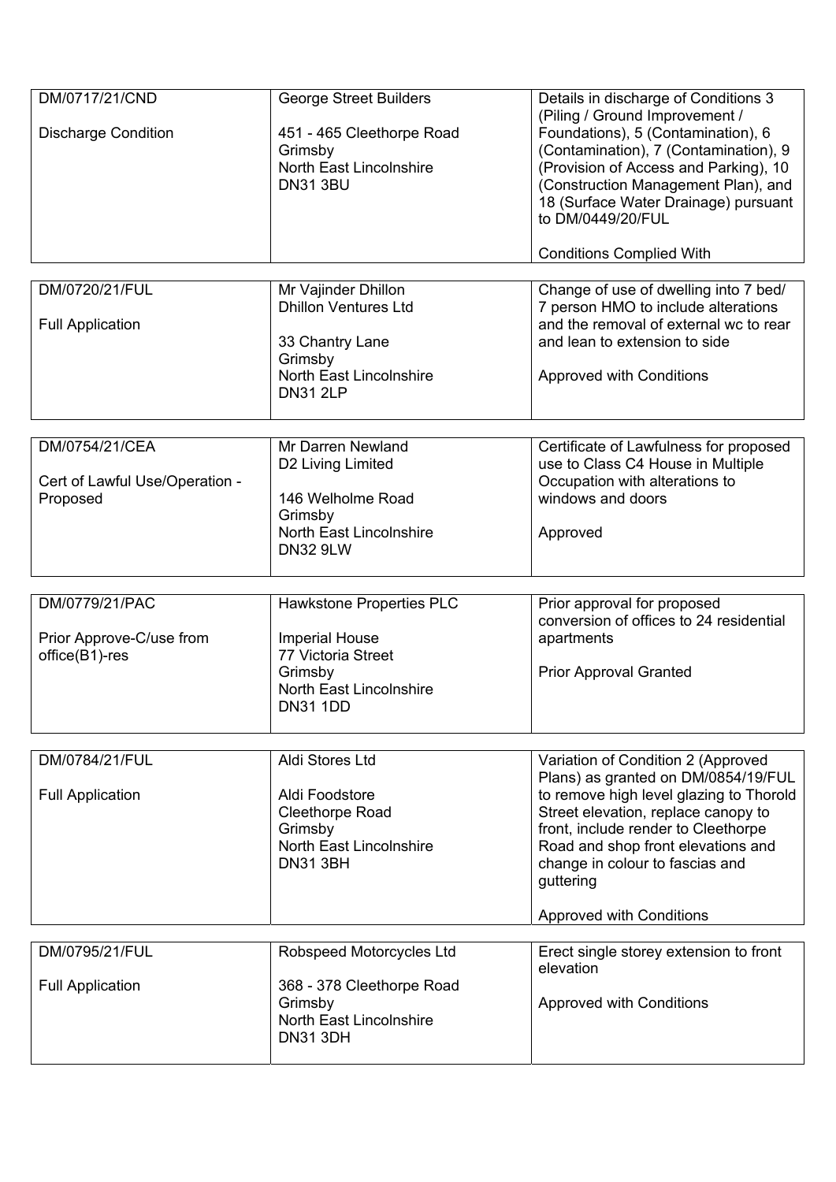| | | |
|---|---|---|
| DM/0717/21/CND<br><br>Discharge Condition | George Street Builders<br><br>451 - 465 Cleethorpe Road<br>Grimsby<br>North East Lincolnshire<br>DN31 3BU | Details in discharge of Conditions 3 (Piling / Ground Improvement / Foundations), 5 (Contamination), 6 (Contamination), 7 (Contamination), 9 (Provision of Access and Parking), 10 (Construction Management Plan), and 18 (Surface Water Drainage) pursuant to DM/0449/20/FUL<br><br>Conditions Complied With |

| | | |
|---|---|---|
| DM/0720/21/FUL<br><br>Full Application | Mr Vajinder Dhillon<br>Dhillon Ventures Ltd<br><br>33 Chantry Lane<br>Grimsby<br>North East Lincolnshire<br>DN31 2LP | Change of use of dwelling into 7 bed/ 7 person HMO to include alterations and the removal of external wc to rear and lean to extension to side<br><br>Approved with Conditions |

| | | |
|---|---|---|
| DM/0754/21/CEA<br><br>Cert of Lawful Use/Operation - Proposed | Mr Darren Newland<br>D2 Living Limited<br><br>146 Welholme Road<br>Grimsby<br>North East Lincolnshire<br>DN32 9LW | Certificate of Lawfulness for proposed use to Class C4 House in Multiple Occupation with alterations to windows and doors<br><br>Approved |

| | | |
|---|---|---|
| DM/0779/21/PAC<br><br>Prior Approve-C/use from office(B1)-res | Hawkstone Properties PLC<br><br>Imperial House<br>77 Victoria Street<br>Grimsby<br>North East Lincolnshire<br>DN31 1DD | Prior approval for proposed conversion of offices to 24 residential apartments<br><br>Prior Approval Granted |

| | | |
|---|---|---|
| DM/0784/21/FUL<br><br>Full Application | Aldi Stores Ltd<br><br>Aldi Foodstore<br>Cleethorpe Road<br>Grimsby<br>North East Lincolnshire<br>DN31 3BH | Variation of Condition 2 (Approved Plans) as granted on DM/0854/19/FUL to remove high level glazing to Thorold Street elevation, replace canopy to front, include render to Cleethorpe Road and shop front elevations and change in colour to fascias and guttering<br><br>Approved with Conditions |

| | | |
|---|---|---|
| DM/0795/21/FUL<br><br>Full Application | Robspeed Motorcycles Ltd<br><br>368 - 378 Cleethorpe Road<br>Grimsby<br>North East Lincolnshire<br>DN31 3DH | Erect single storey extension to front elevation<br><br>Approved with Conditions |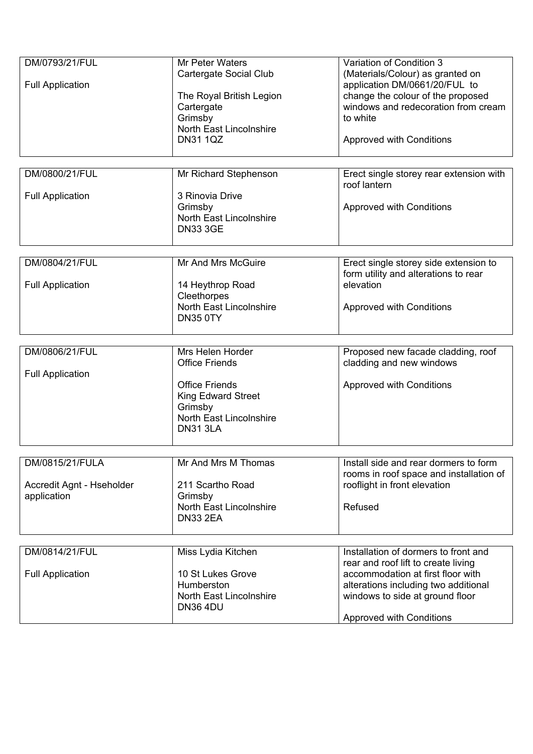| | | |
|---|---|---|
| DM/0793/21/FUL<br><br>Full Application | Mr Peter Waters<br>Cartergate Social Club<br><br>The Royal British Legion<br>Cartergate<br>Grimsby<br>North East Lincolnshire<br>DN31 1QZ | Variation of Condition 3 (Materials/Colour) as granted on application DM/0661/20/FUL to change the colour of the proposed windows and redecoration from cream to white<br><br>Approved with Conditions |
| DM/0800/21/FUL<br><br>Full Application | Mr Richard Stephenson<br><br>3 Rinovia Drive<br>Grimsby<br>North East Lincolnshire<br>DN33 3GE | Erect single storey rear extension with roof lantern<br><br>Approved with Conditions |
| DM/0804/21/FUL<br><br>Full Application | Mr And Mrs McGuire<br><br>14 Heythrop Road<br>Cleethorpes<br>North East Lincolnshire<br>DN35 0TY | Erect single storey side extension to form utility and alterations to rear elevation<br><br>Approved with Conditions |
| DM/0806/21/FUL<br><br>Full Application | Mrs Helen Horder<br>Office Friends<br><br>Office Friends<br>King Edward Street<br>Grimsby<br>North East Lincolnshire<br>DN31 3LA | Proposed new facade cladding, roof cladding and new windows<br><br>Approved with Conditions |
| DM/0815/21/FULA<br><br>Accredit Agnt - Hseholder application | Mr And Mrs M Thomas<br><br>211 Scartho Road<br>Grimsby<br>North East Lincolnshire<br>DN33 2EA | Install side and rear dormers to form rooms in roof space and installation of rooflight in front elevation<br><br>Refused |
| DM/0814/21/FUL<br><br>Full Application | Miss Lydia Kitchen<br><br>10 St Lukes Grove<br>Humberston<br>North East Lincolnshire<br>DN36 4DU | Installation of dormers to front and rear and roof lift to create living accommodation at first floor with alterations including two additional windows to side at ground floor<br><br>Approved with Conditions |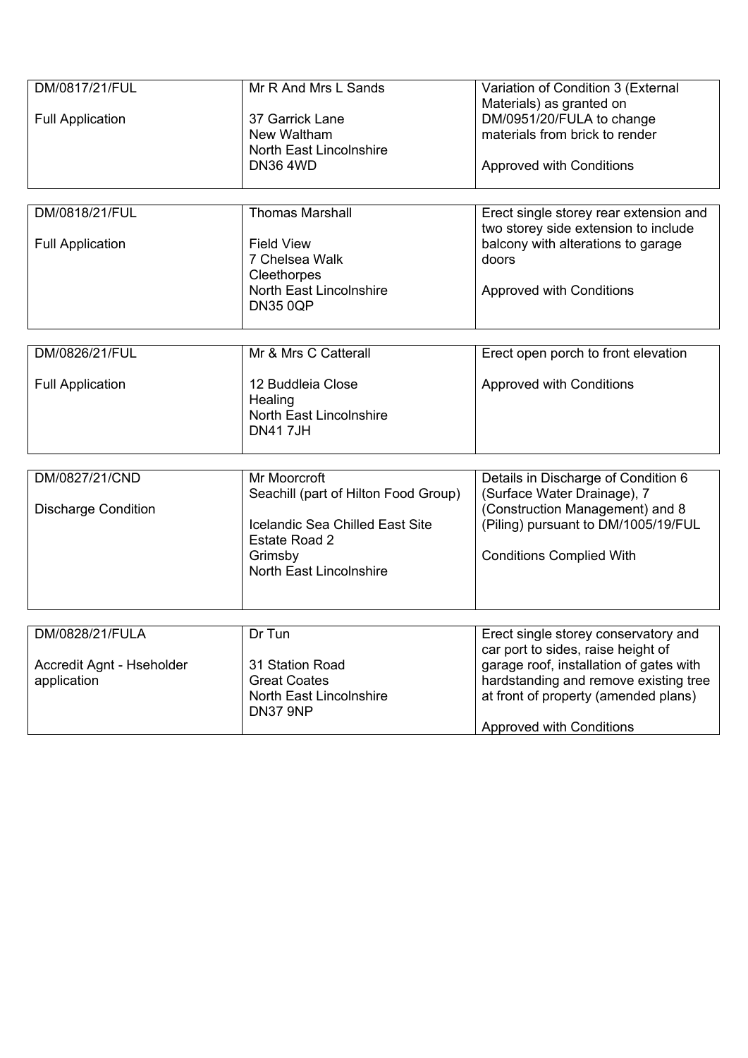| | | |
|---|---|---|
| DM/0817/21/FUL<br><br>Full Application | Mr R And Mrs L Sands<br><br>37 Garrick Lane<br>New Waltham<br>North East Lincolnshire<br>DN36 4WD | Variation of Condition 3 (External Materials) as granted on DM/0951/20/FULA to change materials from brick to render<br><br>Approved with Conditions |

| | | |
|---|---|---|
| DM/0818/21/FUL<br><br>Full Application | Thomas Marshall<br><br>Field View<br>7 Chelsea Walk<br>Cleethorpes<br>North East Lincolnshire<br>DN35 0QP | Erect single storey rear extension and two storey side extension to include balcony with alterations to garage doors<br><br>Approved with Conditions |

| | | |
|---|---|---|
| DM/0826/21/FUL<br><br>Full Application | Mr & Mrs C Catterall<br><br>12 Buddleia Close<br>Healing<br>North East Lincolnshire<br>DN41 7JH | Erect open porch to front elevation<br><br>Approved with Conditions |

| | | |
|---|---|---|
| DM/0827/21/CND<br><br>Discharge Condition | Mr Moorcroft<br>Seachill (part of Hilton Food Group)<br><br>Icelandic Sea Chilled East Site<br>Estate Road 2<br>Grimsby<br>North East Lincolnshire | Details in Discharge of Condition 6 (Surface Water Drainage), 7 (Construction Management) and 8 (Piling) pursuant to DM/1005/19/FUL<br><br>Conditions Complied With |

| | | |
|---|---|---|
| DM/0828/21/FULA<br><br>Accredit Agnt - Hseholder application | Dr Tun<br><br>31 Station Road<br>Great Coates<br>North East Lincolnshire<br>DN37 9NP | Erect single storey conservatory and car port to sides, raise height of garage roof, installation of gates with hardstanding and remove existing tree at front of property (amended plans)<br><br>Approved with Conditions |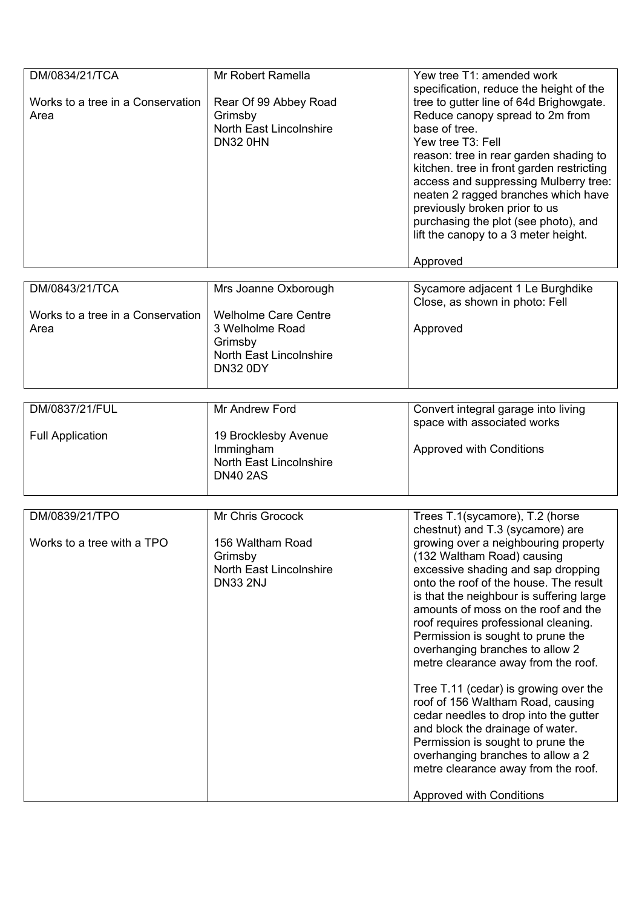| DM/0834/21/TCA<br><br>Works to a tree in a Conservation Area | Mr Robert Ramella<br><br>Rear Of 99 Abbey Road<br>Grimsby<br>North East Lincolnshire<br>DN32 0HN | Yew tree T1: amended work specification, reduce the height of the tree to gutter line of 64d Brighowgate. Reduce canopy spread to 2m from base of tree.<br>Yew tree T3: Fell<br>reason: tree in rear garden shading to kitchen. tree in front garden restricting access and suppressing Mulberry tree: neaten 2 ragged branches which have previously broken prior to us purchasing the plot (see photo), and lift the canopy to a 3 meter height.<br><br>Approved |
|---|---|---|

| DM/0843/21/TCA<br><br>Works to a tree in a Conservation Area | Mrs Joanne Oxborough<br><br>Welholme Care Centre<br>3 Welholme Road<br>Grimsby<br>North East Lincolnshire<br>DN32 0DY | Sycamore adjacent 1 Le Burghdike Close, as shown in photo: Fell<br><br>Approved |
|---|---|---|

| DM/0837/21/FUL<br><br>Full Application | Mr Andrew Ford<br><br>19 Brocklesby Avenue<br>Immingham<br>North East Lincolnshire<br>DN40 2AS | Convert integral garage into living space with associated works<br><br>Approved with Conditions |
|---|---|---|

| DM/0839/21/TPO<br><br>Works to a tree with a TPO | Mr Chris Grocock<br><br>156 Waltham Road<br>Grimsby<br>North East Lincolnshire<br>DN33 2NJ | Trees T.1(sycamore), T.2 (horse chestnut) and T.3 (sycamore) are growing over a neighbouring property (132 Waltham Road) causing excessive shading and sap dropping onto the roof of the house. The result is that the neighbour is suffering large amounts of moss on the roof and the roof requires professional cleaning. Permission is sought to prune the overhanging branches to allow 2 metre clearance away from the roof.<br><br>Tree T.11 (cedar) is growing over the roof of 156 Waltham Road, causing cedar needles to drop into the gutter and block the drainage of water. Permission is sought to prune the overhanging branches to allow a 2 metre clearance away from the roof.<br><br>Approved with Conditions |
|---|---|---|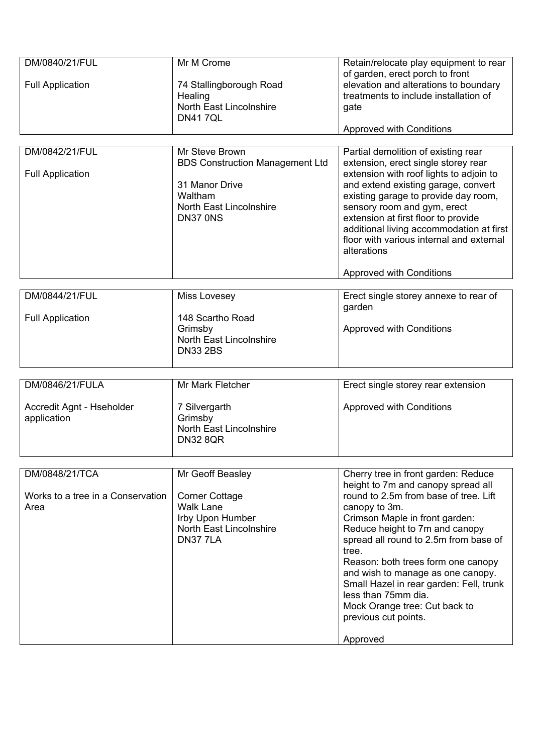| | | |
|---|---|---|
| DM/0840/21/FUL<br><br>Full Application | Mr M Crome<br><br>74 Stallingborough Road<br>Healing<br>North East Lincolnshire<br>DN41 7QL | Retain/relocate play equipment to rear of garden, erect porch to front elevation and alterations to boundary treatments to include installation of gate<br><br>Approved with Conditions |

| | | |
|---|---|---|
| DM/0842/21/FUL<br><br>Full Application | Mr Steve Brown<br>BDS Construction Management Ltd<br><br>31 Manor Drive<br>Waltham<br>North East Lincolnshire<br>DN37 0NS | Partial demolition of existing rear extension, erect single storey rear extension with roof lights to adjoin to and extend existing garage, convert existing garage to provide day room, sensory room and gym, erect extension at first floor to provide additional living accommodation at first floor with various internal and external alterations<br><br>Approved with Conditions |

| | | |
|---|---|---|
| DM/0844/21/FUL<br><br>Full Application | Miss Lovesey<br><br>148 Scartho Road<br>Grimsby<br>North East Lincolnshire<br>DN33 2BS | Erect single storey annexe to rear of garden<br><br>Approved with Conditions |

| | | |
|---|---|---|
| DM/0846/21/FULA<br><br>Accredit Agnt - Hseholder application | Mr Mark Fletcher<br><br>7 Silvergarth<br>Grimsby<br>North East Lincolnshire<br>DN32 8QR | Erect single storey rear extension<br><br>Approved with Conditions |

| | | |
|---|---|---|
| DM/0848/21/TCA<br><br>Works to a tree in a Conservation Area | Mr Geoff Beasley<br><br>Corner Cottage<br>Walk Lane<br>Irby Upon Humber<br>North East Lincolnshire<br>DN37 7LA | Cherry tree in front garden: Reduce height to 7m and canopy spread all round to 2.5m from base of tree. Lift canopy to 3m.<br>Crimson Maple in front garden: Reduce height to 7m and canopy spread all round to 2.5m from base of tree.<br>Reason: both trees form one canopy and wish to manage as one canopy.<br>Small Hazel in rear garden: Fell, trunk less than 75mm dia.<br>Mock Orange tree: Cut back to previous cut points.<br><br>Approved |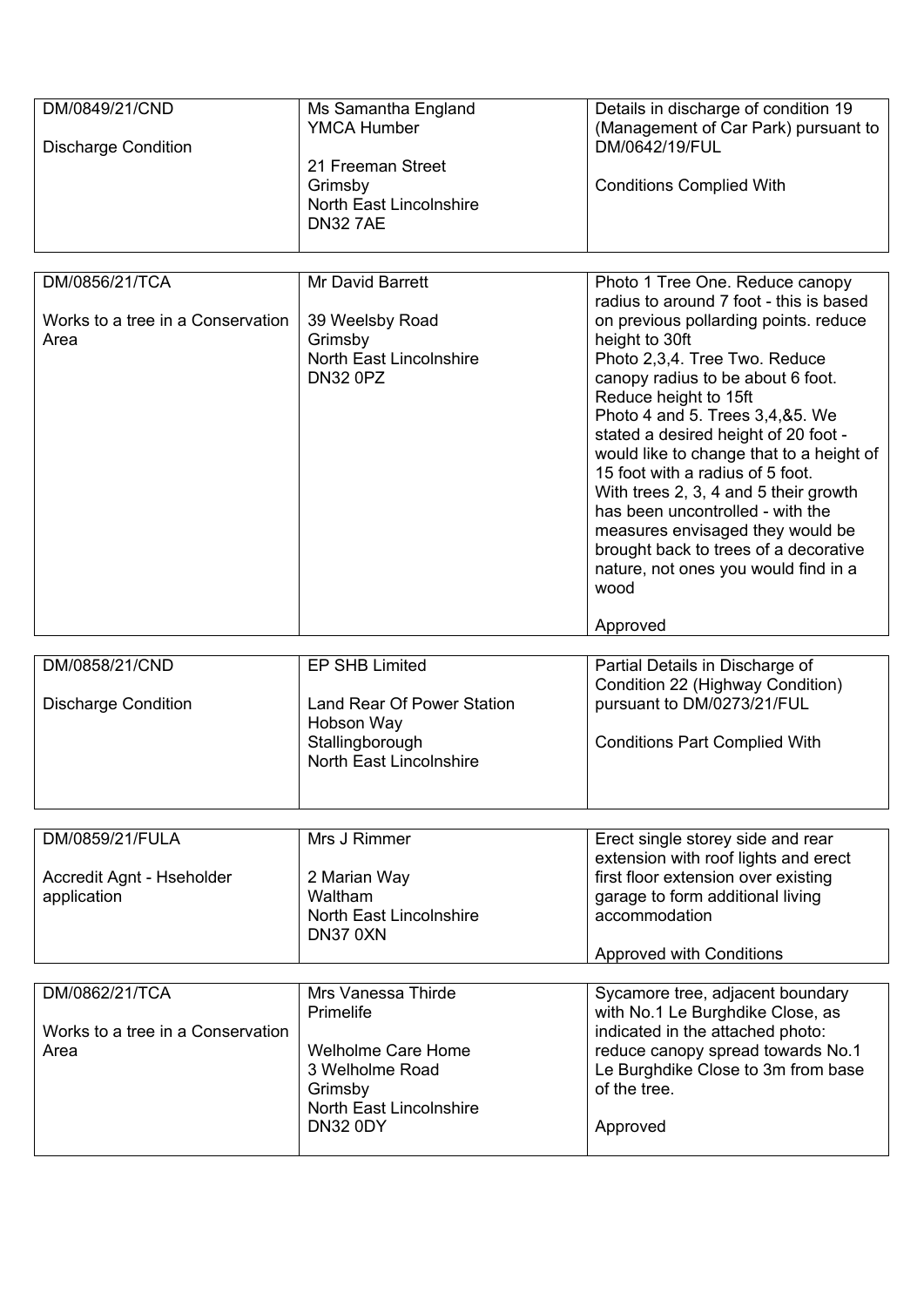| | | |
|---|---|---|
| DM/0849/21/CND<br><br>Discharge Condition | Ms Samantha England<br>YMCA Humber<br><br>21 Freeman Street<br>Grimsby<br>North East Lincolnshire<br>DN32 7AE | Details in discharge of condition 19 (Management of Car Park) pursuant to DM/0642/19/FUL<br><br>Conditions Complied With |

| | | |
|---|---|---|
| DM/0856/21/TCA<br><br>Works to a tree in a Conservation Area | Mr David Barrett<br><br>39 Weelsby Road<br>Grimsby<br>North East Lincolnshire<br>DN32 0PZ | Photo 1 Tree One. Reduce canopy radius to around 7 foot - this is based on previous pollarding points. reduce height to 30ft<br>Photo 2,3,4. Tree Two. Reduce canopy radius to be about 6 foot. Reduce height to 15ft<br>Photo 4 and 5. Trees 3,4,&5. We stated a desired height of 20 foot - would like to change that to a height of 15 foot with a radius of 5 foot.<br>With trees 2, 3, 4 and 5 their growth has been uncontrolled - with the measures envisaged they would be brought back to trees of a decorative nature, not ones you would find in a wood<br><br>Approved |

| | | |
|---|---|---|
| DM/0858/21/CND<br><br>Discharge Condition | EP SHB Limited<br><br>Land Rear Of Power Station<br>Hobson Way<br>Stallingborough<br>North East Lincolnshire | Partial Details in Discharge of Condition 22 (Highway Condition) pursuant to DM/0273/21/FUL<br><br>Conditions Part Complied With |

| | | |
|---|---|---|
| DM/0859/21/FULA<br><br>Accredit Agnt - Hseholder application | Mrs J Rimmer<br><br>2 Marian Way<br>Waltham<br>North East Lincolnshire<br>DN37 0XN | Erect single storey side and rear extension with roof lights and erect first floor extension over existing garage to form additional living accommodation<br><br>Approved with Conditions |

| | | |
|---|---|---|
| DM/0862/21/TCA<br><br>Works to a tree in a Conservation Area | Mrs Vanessa Thirde<br>Primelife<br><br>Welholme Care Home<br>3 Welholme Road<br>Grimsby<br>North East Lincolnshire<br>DN32 0DY | Sycamore tree, adjacent boundary with No.1 Le Burghdike Close, as indicated in the attached photo: reduce canopy spread towards No.1 Le Burghdike Close to 3m from base of the tree.<br><br>Approved |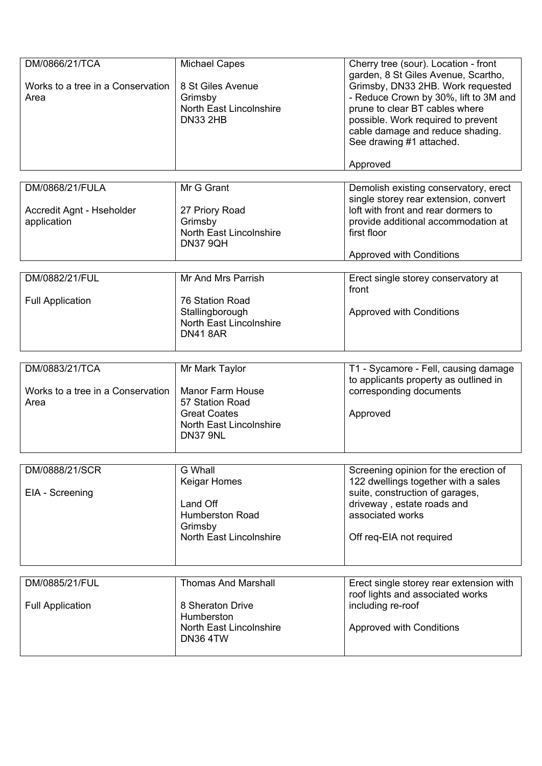| | | |
|---|---|---|
| DM/0866/21/TCA<br><br>Works to a tree in a Conservation Area | Michael Capes<br><br>8 St Giles Avenue<br>Grimsby<br>North East Lincolnshire<br>DN33 2HB | Cherry tree (sour). Location - front garden, 8 St Giles Avenue, Scartho, Grimsby, DN33 2HB. Work requested - Reduce Crown by 30%, lift to 3M and prune to clear BT cables where possible. Work required to prevent cable damage and reduce shading. See drawing #1 attached.<br><br>Approved |

| | | |
|---|---|---|
| DM/0868/21/FULA<br><br>Accredit Agnt - Hseholder application | Mr G Grant<br><br>27 Priory Road<br>Grimsby<br>North East Lincolnshire<br>DN37 9QH | Demolish existing conservatory, erect single storey rear extension, convert loft with front and rear dormers to provide additional accommodation at first floor<br><br>Approved with Conditions |

| | | |
|---|---|---|
| DM/0882/21/FUL<br><br>Full Application | Mr And Mrs Parrish<br><br>76 Station Road<br>Stallingborough<br>North East Lincolnshire<br>DN41 8AR | Erect single storey conservatory at front<br><br>Approved with Conditions |

| | | |
|---|---|---|
| DM/0883/21/TCA<br><br>Works to a tree in a Conservation Area | Mr Mark Taylor<br><br>Manor Farm House<br>57 Station Road<br>Great Coates<br>North East Lincolnshire<br>DN37 9NL | T1 - Sycamore - Fell, causing damage to applicants property as outlined in corresponding documents<br><br>Approved |

| | | |
|---|---|---|
| DM/0888/21/SCR<br><br>EIA - Screening | G Whall<br>Keigar Homes<br><br>Land Off<br>Humberston Road<br>Grimsby<br>North East Lincolnshire | Screening opinion for the erection of 122 dwellings together with a sales suite, construction of garages, driveway , estate roads and associated works<br><br>Off req-EIA not required |

| | | |
|---|---|---|
| DM/0885/21/FUL<br><br>Full Application | Thomas And Marshall<br><br>8 Sheraton Drive<br>Humberston<br>North East Lincolnshire<br>DN36 4TW | Erect single storey rear extension with roof lights and associated works including re-roof<br><br>Approved with Conditions |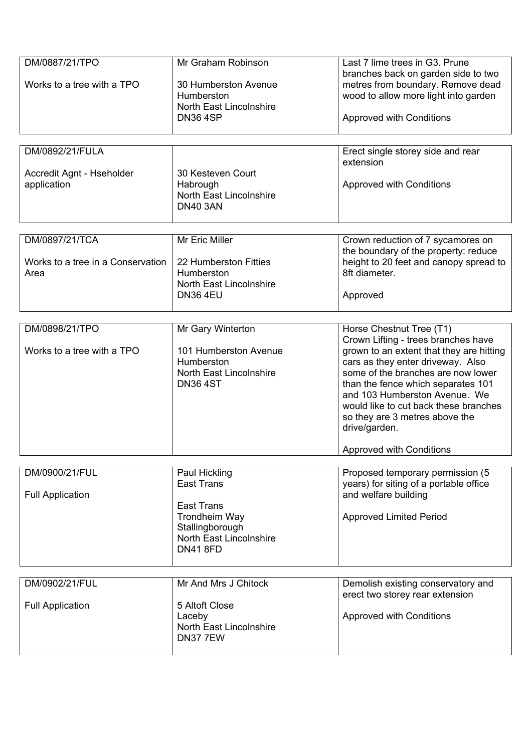| | | |
|---|---|---|
| DM/0887/21/TPO<br><br>Works to a tree with a TPO | Mr Graham Robinson<br><br>30 Humberston Avenue<br>Humberston<br>North East Lincolnshire<br>DN36 4SP | Last 7 lime trees in G3. Prune branches back on garden side to two metres from boundary. Remove dead wood to allow more light into garden<br><br>Approved with Conditions |

| | | |
|---|---|---|
| DM/0892/21/FULA<br><br>Accredit Agnt - Hseholder application | <br><br>30 Kesteven Court<br>Habrough<br>North East Lincolnshire<br>DN40 3AN | Erect single storey side and rear extension<br><br>Approved with Conditions |

| | | |
|---|---|---|
| DM/0897/21/TCA<br><br>Works to a tree in a Conservation Area | Mr Eric Miller<br><br>22 Humberston Fitties<br>Humberston<br>North East Lincolnshire<br>DN36 4EU | Crown reduction of 7 sycamores on the boundary of the property: reduce height to 20 feet and canopy spread to 8ft diameter.<br><br>Approved |

| | | |
|---|---|---|
| DM/0898/21/TPO<br><br>Works to a tree with a TPO | Mr Gary Winterton<br><br>101 Humberston Avenue<br>Humberston<br>North East Lincolnshire<br>DN36 4ST | Horse Chestnut Tree (T1)<br>Crown Lifting - trees branches have grown to an extent that they are hitting cars as they enter driveway. Also some of the branches are now lower than the fence which separates 101 and 103 Humberston Avenue. We would like to cut back these branches so they are 3 metres above the drive/garden.<br><br>Approved with Conditions |

| | | |
|---|---|---|
| DM/0900/21/FUL<br><br>Full Application | Paul Hickling<br>East Trans<br><br>East Trans<br>Trondheim Way<br>Stallingborough<br>North East Lincolnshire<br>DN41 8FD | Proposed temporary permission (5 years) for siting of a portable office and welfare building<br><br>Approved Limited Period |

| | | |
|---|---|---|
| DM/0902/21/FUL<br><br>Full Application | Mr And Mrs J Chitock<br><br>5 Altoft Close<br>Laceby<br>North East Lincolnshire<br>DN37 7EW | Demolish existing conservatory and erect two storey rear extension<br><br>Approved with Conditions |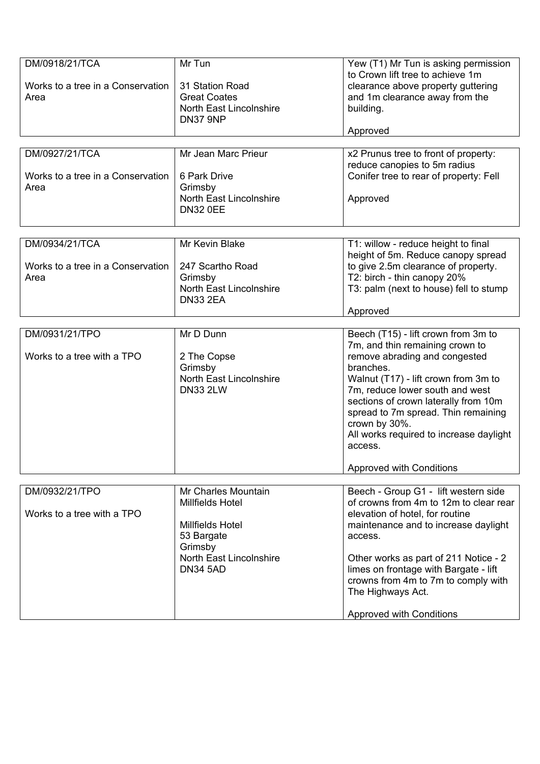| | | |
|---|---|---|
| DM/0918/21/TCA<br><br>Works to a tree in a Conservation Area | Mr Tun<br><br>31 Station Road<br>Great Coates<br>North East Lincolnshire<br>DN37 9NP | Yew (T1) Mr Tun is asking permission to Crown lift tree to achieve 1m clearance above property guttering and 1m clearance away from the building.<br><br>Approved |

| | | |
|---|---|---|
| DM/0927/21/TCA<br><br>Works to a tree in a Conservation Area | Mr Jean Marc Prieur<br><br>6 Park Drive<br>Grimsby<br>North East Lincolnshire<br>DN32 0EE | x2 Prunus tree to front of property: reduce canopies to 5m radius<br>Conifer tree to rear of property: Fell<br><br>Approved |

| | | |
|---|---|---|
| DM/0934/21/TCA<br><br>Works to a tree in a Conservation Area | Mr Kevin Blake<br><br>247 Scartho Road<br>Grimsby<br>North East Lincolnshire<br>DN33 2EA | T1: willow - reduce height to final height of 5m. Reduce canopy spread to give 2.5m clearance of property.<br>T2: birch - thin canopy 20%<br>T3: palm (next to house) fell to stump<br><br>Approved |

| | | |
|---|---|---|
| DM/0931/21/TPO<br><br>Works to a tree with a TPO | Mr D Dunn<br><br>2 The Copse<br>Grimsby<br>North East Lincolnshire<br>DN33 2LW | Beech (T15) - lift crown from 3m to 7m, and thin remaining crown to remove abrading and congested branches.<br>Walnut (T17) - lift crown from 3m to 7m, reduce lower south and west sections of crown laterally from 10m spread to 7m spread. Thin remaining crown by 30%.<br>All works required to increase daylight access.<br><br>Approved with Conditions |

| | | |
|---|---|---|
| DM/0932/21/TPO<br><br>Works to a tree with a TPO | Mr Charles Mountain<br>Millfields Hotel<br><br>Millfields Hotel<br>53 Bargate<br>Grimsby<br>North East Lincolnshire<br>DN34 5AD | Beech - Group G1 - lift western side of crowns from 4m to 12m to clear rear elevation of hotel, for routine maintenance and to increase daylight access.<br><br>Other works as part of 211 Notice - 2 limes on frontage with Bargate - lift crowns from 4m to 7m to comply with The Highways Act.<br><br>Approved with Conditions |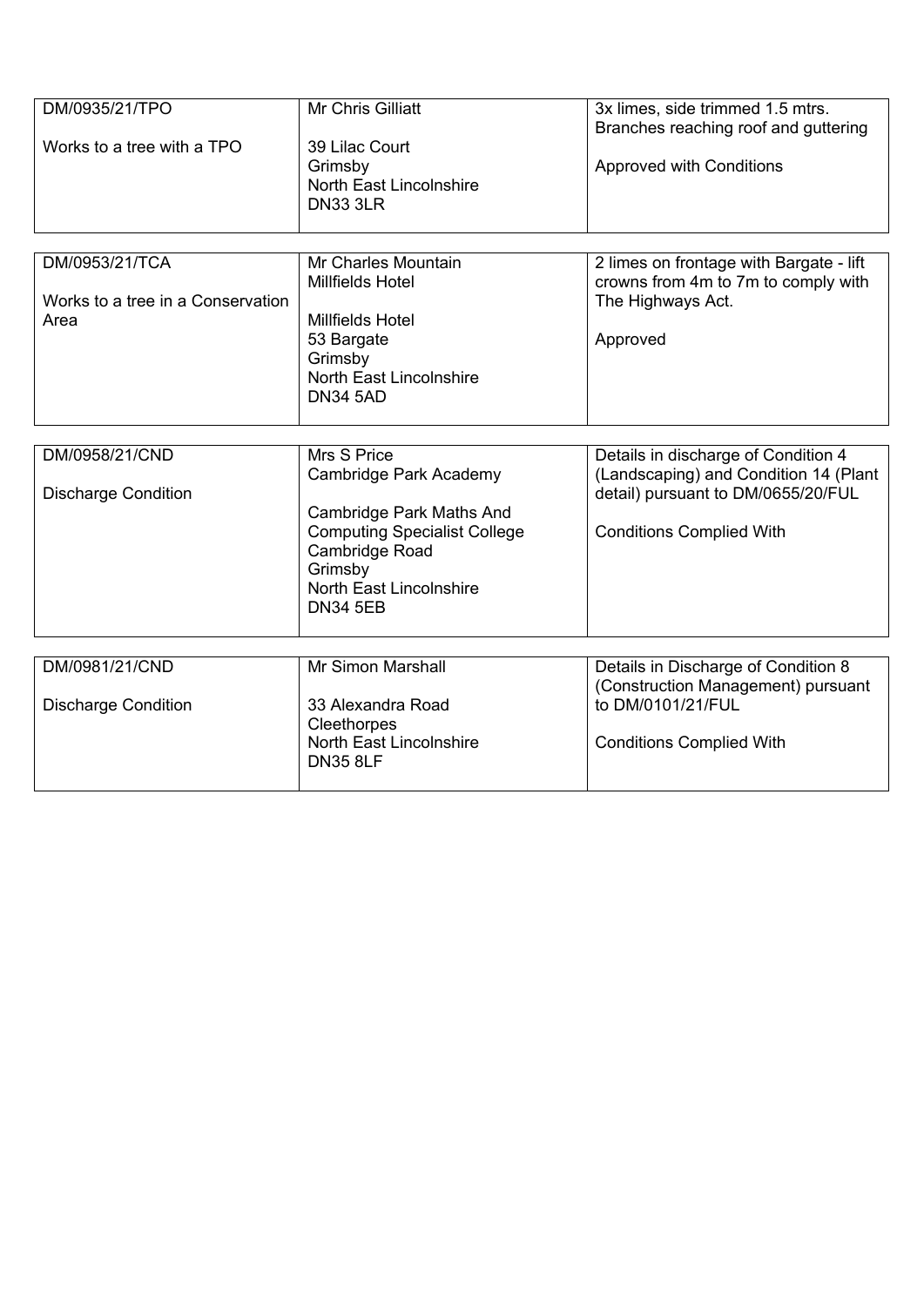| | | |
|---|---|---|
| DM/0935/21/TPO<br><br>Works to a tree with a TPO | Mr Chris Gilliatt<br><br>39 Lilac Court<br>Grimsby<br>North East Lincolnshire<br>DN33 3LR | 3x limes, side trimmed 1.5 mtrs. Branches reaching roof and guttering<br><br>Approved with Conditions |

| | | |
|---|---|---|
| DM/0953/21/TCA<br><br>Works to a tree in a Conservation Area | Mr Charles Mountain<br>Millfields Hotel<br><br>Millfields Hotel<br>53 Bargate<br>Grimsby<br>North East Lincolnshire<br>DN34 5AD | 2 limes on frontage with Bargate - lift crowns from 4m to 7m to comply with The Highways Act.<br><br>Approved |

| | | |
|---|---|---|
| DM/0958/21/CND<br><br>Discharge Condition | Mrs S Price<br>Cambridge Park Academy<br><br>Cambridge Park Maths And Computing Specialist College<br>Cambridge Road<br>Grimsby<br>North East Lincolnshire<br>DN34 5EB | Details in discharge of Condition 4 (Landscaping) and Condition 14 (Plant detail) pursuant to DM/0655/20/FUL<br><br>Conditions Complied With |

| | | |
|---|---|---|
| DM/0981/21/CND<br><br>Discharge Condition | Mr Simon Marshall<br><br>33 Alexandra Road<br>Cleethorpes<br>North East Lincolnshire<br>DN35 8LF | Details in Discharge of Condition 8 (Construction Management) pursuant to DM/0101/21/FUL<br><br>Conditions Complied With |